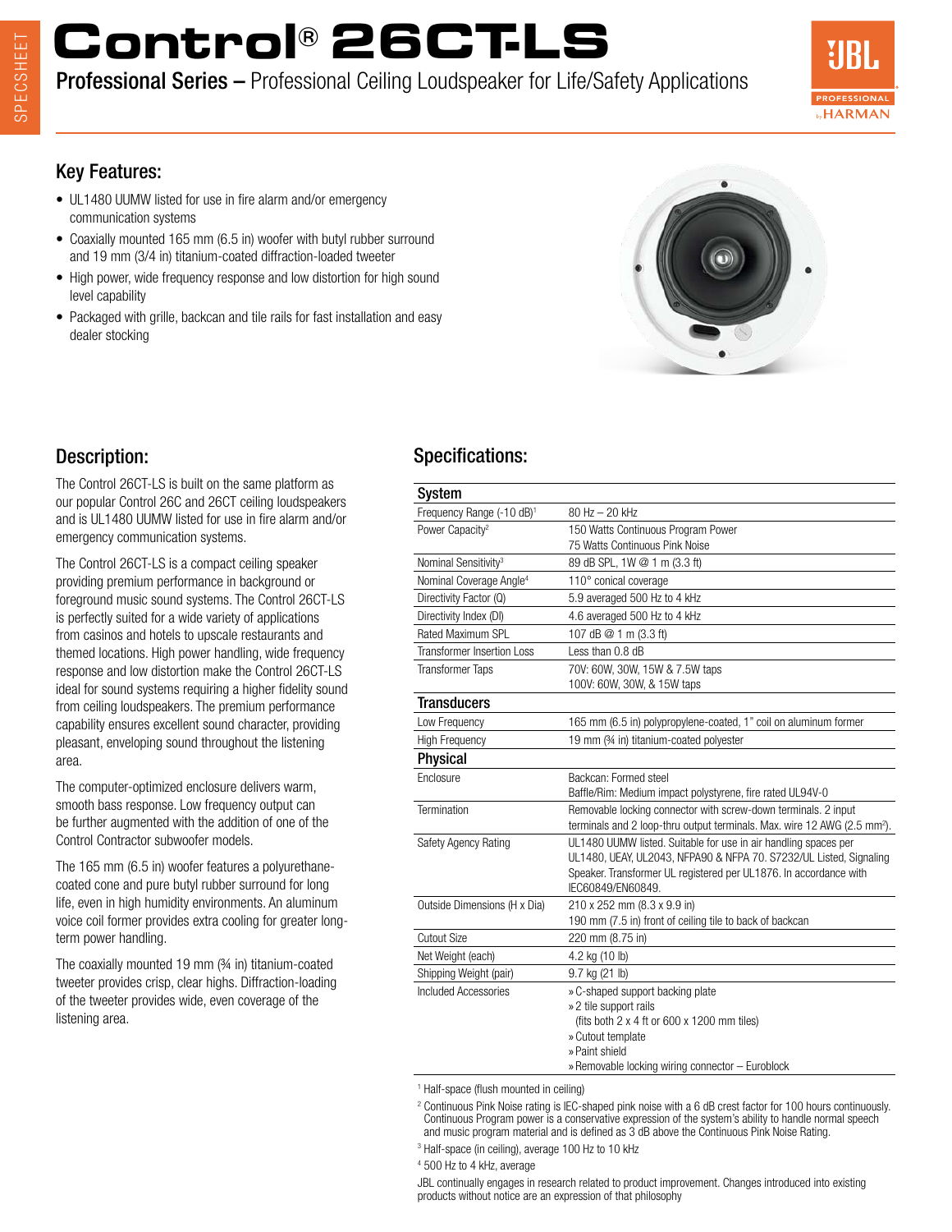# Control® 26CT-LS

**Professional Series –** Professional Ceiling Loudspeaker for Life/Safety Applications

## Key Features:

- UL1480 UUMW listed for use in fire alarm and/or emergency communication systems
- Coaxially mounted 165 mm (6.5 in) woofer with butyl rubber surround and 19 mm (3/4 in) titanium-coated diffraction-loaded tweeter
- High power, wide frequency response and low distortion for high sound level capability
- Packaged with grille, backcan and tile rails for fast installation and easy dealer stocking

## Description:

The Control 26CT-LS is built on the same platform as our popular Control 26C and 26CT ceiling loudspeakers and is UL1480 UUMW listed for use in fire alarm and/or emergency communication systems.

The Control 26CT-LS is a compact ceiling speaker providing premium performance in background or foreground music sound systems. The Control 26CT-LS is perfectly suited for a wide variety of applications from casinos and hotels to upscale restaurants and themed locations. High power handling, wide frequency response and low distortion make the Control 26CT-LS ideal for sound systems requiring a higher fidelity sound from ceiling loudspeakers. The premium performance capability ensures excellent sound character, providing pleasant, enveloping sound throughout the listening area.

The computer-optimized enclosure delivers warm, smooth bass response. Low frequency output can be further augmented with the addition of one of the Control Contractor subwoofer models.

The 165 mm (6.5 in) woofer features a polyurethane-coated cone and pure butyl rubber surround for long life, even in high humidity environments. An aluminum voice coil former provides extra cooling for greater long-term power handling.

The coaxially mounted 19 mm (¾ in) titanium-coated tweeter provides crisp, clear highs. Diffraction-loading of the tweeter provides wide, even coverage of the listening area.

## Specifications:

| **System** | |
|---|---|
| Frequency Range (-10 dB)[1] | 80 Hz – 20 kHz |
| Power Capacity[2] | 150 Watts Continuous Program Power<br>75 Watts Continuous Pink Noise |
| Nominal Sensitivity[3] | 89 dB SPL, 1W @ 1 m (3.3 ft) |
| Nominal Coverage Angle[4] | 110° conical coverage |
| Directivity Factor (Q) | 5.9 averaged 500 Hz to 4 kHz |
| Directivity Index (DI) | 4.6 averaged 500 Hz to 4 kHz |
| Rated Maximum SPL | 107 dB @ 1 m (3.3 ft) |
| Transformer Insertion Loss | Less than 0.8 dB |
| Transformer Taps | 70V: 60W, 30W, 15W & 7.5W taps<br>100V: 60W, 30W, & 15W taps |
| **Transducers** | |
| Low Frequency | 165 mm (6.5 in) polypropylene-coated, 1" coil on aluminum former |
| High Frequency | 19 mm (¾ in) titanium-coated polyester |
| **Physical** | |
| Enclosure | Backcan: Formed steel<br>Baffle/Rim: Medium impact polystyrene, fire rated UL94V-0 |
| Termination | Removable locking connector with screw-down terminals. 2 input terminals and 2 loop-thru output terminals. Max. wire 12 AWG (2.5 mm²). |
| Safety Agency Rating | UL1480 UUMW listed. Suitable for use in air handling spaces per UL1480, UEAY, UL2043, NFPA90 & NFPA 70. S7232/UL Listed, Signaling Speaker. Transformer UL registered per UL1876. In accordance with IEC60849/EN60849. |
| Outside Dimensions (H x Dia) | 210 x 252 mm (8.3 x 9.9 in)<br>190 mm (7.5 in) front of ceiling tile to back of backcan |
| Cutout Size | 220 mm (8.75 in) |
| Net Weight (each) | 4.2 kg (10 lb) |
| Shipping Weight (pair) | 9.7 kg (21 lb) |
| Included Accessories | » C-shaped support backing plate<br>» 2 tile support rails<br>(fits both 2 x 4 ft or 600 x 1200 mm tiles)<br>» Cutout template<br>» Paint shield<br>» Removable locking wiring connector – Euroblock |

[1] Half-space (flush mounted in ceiling)

[2] Continuous Pink Noise rating is IEC-shaped pink noise with a 6 dB crest factor for 100 hours continuously. Continuous Program power is a conservative expression of the system's ability to handle normal speech and music program material and is defined as 3 dB above the Continuous Pink Noise Rating.

[3] Half-space (in ceiling), average 100 Hz to 10 kHz

[4] 500 Hz to 4 kHz, average

JBL continually engages in research related to product improvement. Changes introduced into existing products without notice are an expression of that philosophy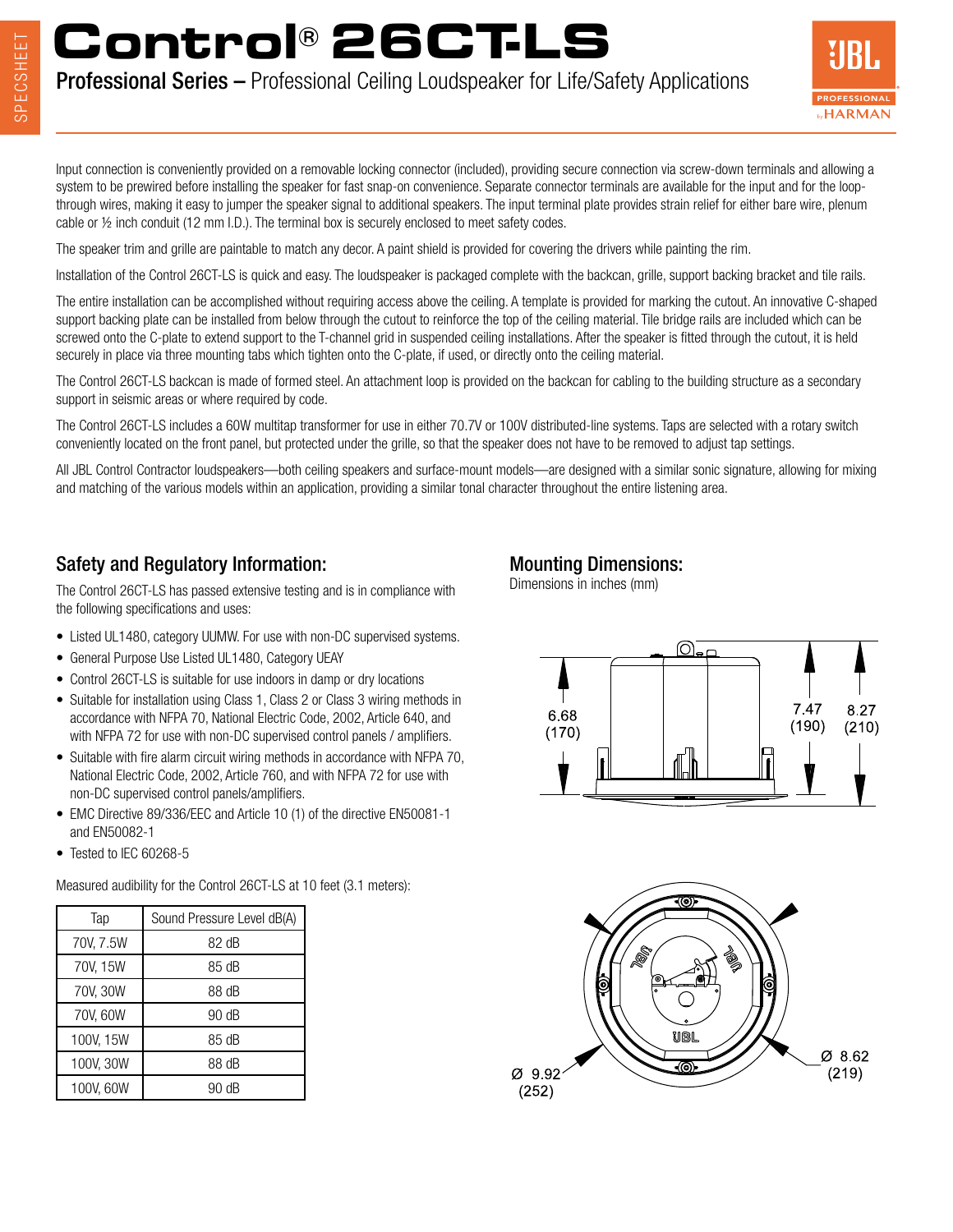# Control® 26CT-LS

**Professional Series –** Professional Ceiling Loudspeaker for Life/Safety Applications

Input connection is conveniently provided on a removable locking connector (included), providing secure connection via screw-down terminals and allowing a system to be prewired before installing the speaker for fast snap-on convenience. Separate connector terminals are available for the input and for the loop-through wires, making it easy to jumper the speaker signal to additional speakers. The input terminal plate provides strain relief for either bare wire, plenum cable or ½ inch conduit (12 mm I.D.). The terminal box is securely enclosed to meet safety codes.

The speaker trim and grille are paintable to match any decor. A paint shield is provided for covering the drivers while painting the rim.

Installation of the Control 26CT-LS is quick and easy. The loudspeaker is packaged complete with the backcan, grille, support backing bracket and tile rails.

The entire installation can be accomplished without requiring access above the ceiling. A template is provided for marking the cutout. An innovative C-shaped support backing plate can be installed from below through the cutout to reinforce the top of the ceiling material. Tile bridge rails are included which can be screwed onto the C-plate to extend support to the T-channel grid in suspended ceiling installations. After the speaker is fitted through the cutout, it is held securely in place via three mounting tabs which tighten onto the C-plate, if used, or directly onto the ceiling material.

The Control 26CT-LS backcan is made of formed steel. An attachment loop is provided on the backcan for cabling to the building structure as a secondary support in seismic areas or where required by code.

The Control 26CT-LS includes a 60W multitap transformer for use in either 70.7V or 100V distributed-line systems. Taps are selected with a rotary switch conveniently located on the front panel, but protected under the grille, so that the speaker does not have to be removed to adjust tap settings.

All JBL Control Contractor loudspeakers—both ceiling speakers and surface-mount models—are designed with a similar sonic signature, allowing for mixing and matching of the various models within an application, providing a similar tonal character throughout the entire listening area.

## Safety and Regulatory Information:

The Control 26CT-LS has passed extensive testing and is in compliance with the following specifications and uses:

- Listed UL1480, category UUMW. For use with non-DC supervised systems.
- General Purpose Use Listed UL1480, Category UEAY
- Control 26CT-LS is suitable for use indoors in damp or dry locations
- Suitable for installation using Class 1, Class 2 or Class 3 wiring methods in accordance with NFPA 70, National Electric Code, 2002, Article 640, and with NFPA 72 for use with non-DC supervised control panels / amplifiers.
- Suitable with fire alarm circuit wiring methods in accordance with NFPA 70, National Electric Code, 2002, Article 760, and with NFPA 72 for use with non-DC supervised control panels/amplifiers.
- EMC Directive 89/336/EEC and Article 10 (1) of the directive EN50081-1 and EN50082-1
- Tested to IEC 60268-5

Measured audibility for the Control 26CT-LS at 10 feet (3.1 meters):

| Tap | Sound Pressure Level dB(A) |
|---|---|
| 70V, 7.5W | 82 dB |
| 70V, 15W | 85 dB |
| 70V, 30W | 88 dB |
| 70V, 60W | 90 dB |
| 100V, 15W | 85 dB |
| 100V, 30W | 88 dB |
| 100V, 60W | 90 dB |

## Mounting Dimensions:

Dimensions in inches (mm)

6.68 (170)

7.47 (190)

8.27 (210)

Ø 9.92 (252)

Ø 8.62 (219)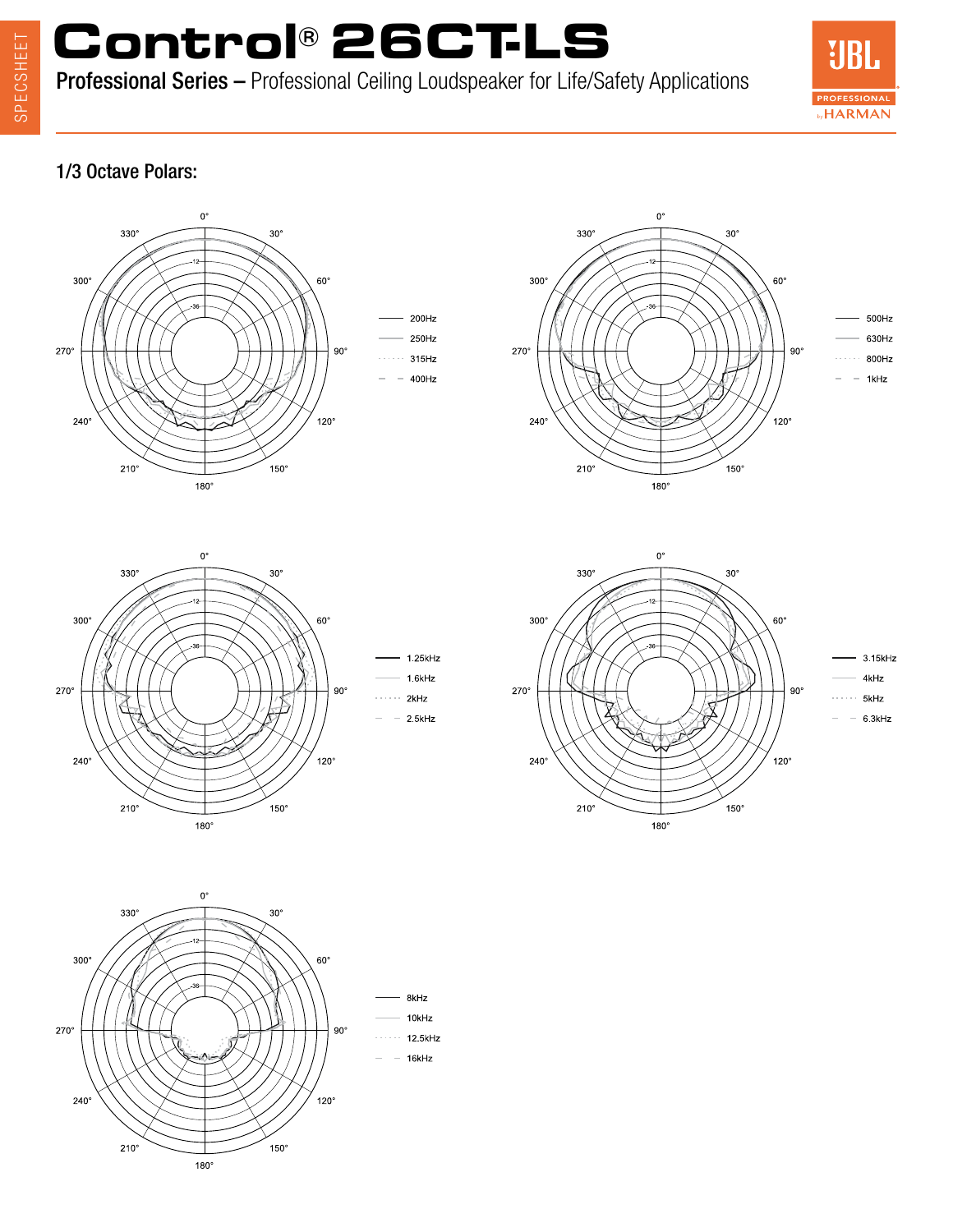# Control® 26CT-LS

**Professional Series –** Professional Ceiling Loudspeaker for Life/Safety Applications

## 1/3 Octave Polars:

200Hz
250Hz
315Hz
400Hz

500Hz
630Hz
800Hz
1kHz

1.25kHz
1.6kHz
2kHz
2.5kHz

3.15kHz
4kHz
5kHz
6.3kHz

8kHz
10kHz
12.5kHz
16kHz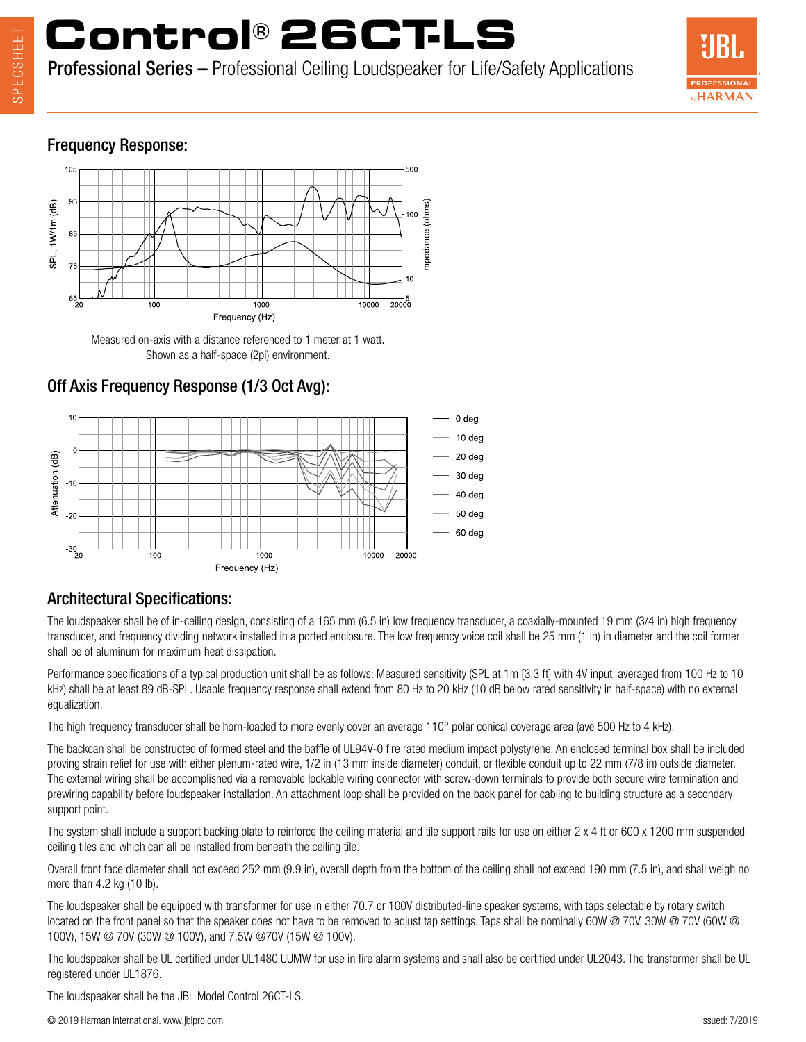# Control® 26CT-LS

**Professional Series –** Professional Ceiling Loudspeaker for Life/Safety Applications

## Frequency Response:

105
95
85
75
65
500
100
10
5
SPL, 1W/1m (dB)
Impedance (ohms)
20
100
1000
10000
20000
Frequency (Hz)

Measured on-axis with a distance referenced to 1 meter at 1 watt.
Shown as a half-space (2pi) environment.

## Off Axis Frequency Response (1/3 Oct Avg):

10
0
-10
-20
-30
Attenuation (dB)
20
100
1000
10000
20000
Frequency (Hz)

0 deg
10 deg
20 deg
30 deg
40 deg
50 deg
60 deg

## Architectural Specifications:

The loudspeaker shall be of in-ceiling design, consisting of a 165 mm (6.5 in) low frequency transducer, a coaxially-mounted 19 mm (3/4 in) high frequency transducer, and frequency dividing network installed in a ported enclosure. The low frequency voice coil shall be 25 mm (1 in) in diameter and the coil former shall be of aluminum for maximum heat dissipation.

Performance specifications of a typical production unit shall be as follows: Measured sensitivity (SPL at 1m [3.3 ft] with 4V input, averaged from 100 Hz to 10 kHz) shall be at least 89 dB-SPL. Usable frequency response shall extend from 80 Hz to 20 kHz (10 dB below rated sensitivity in half-space) with no external equalization.

The high frequency transducer shall be horn-loaded to more evenly cover an average 110° polar conical coverage area (ave 500 Hz to 4 kHz).

The backcan shall be constructed of formed steel and the baffle of UL94V-0 fire rated medium impact polystyrene. An enclosed terminal box shall be included proving strain relief for use with either plenum-rated wire, 1/2 in (13 mm inside diameter) conduit, or flexible conduit up to 22 mm (7/8 in) outside diameter. The external wiring shall be accomplished via a removable lockable wiring connector with screw-down terminals to provide both secure wire termination and prewiring capability before loudspeaker installation. An attachment loop shall be provided on the back panel for cabling to building structure as a secondary support point.

The system shall include a support backing plate to reinforce the ceiling material and tile support rails for use on either 2 x 4 ft or 600 x 1200 mm suspended ceiling tiles and which can all be installed from beneath the ceiling tile.

Overall front face diameter shall not exceed 252 mm (9.9 in), overall depth from the bottom of the ceiling shall not exceed 190 mm (7.5 in), and shall weigh no more than 4.2 kg (10 lb).

The loudspeaker shall be equipped with transformer for use in either 70.7 or 100V distributed-line speaker systems, with taps selectable by rotary switch located on the front panel so that the speaker does not have to be removed to adjust tap settings. Taps shall be nominally 60W @ 70V, 30W @ 70V (60W @ 100V), 15W @ 70V (30W @ 100V), and 7.5W @70V (15W @ 100V).

The loudspeaker shall be UL certified under UL1480 UUMW for use in fire alarm systems and shall also be certified under UL2043. The transformer shall be UL registered under UL1876.

The loudspeaker shall be the JBL Model Control 26CT-LS.

© 2019 Harman International. www.jblpro.com

Issued: 7/2019